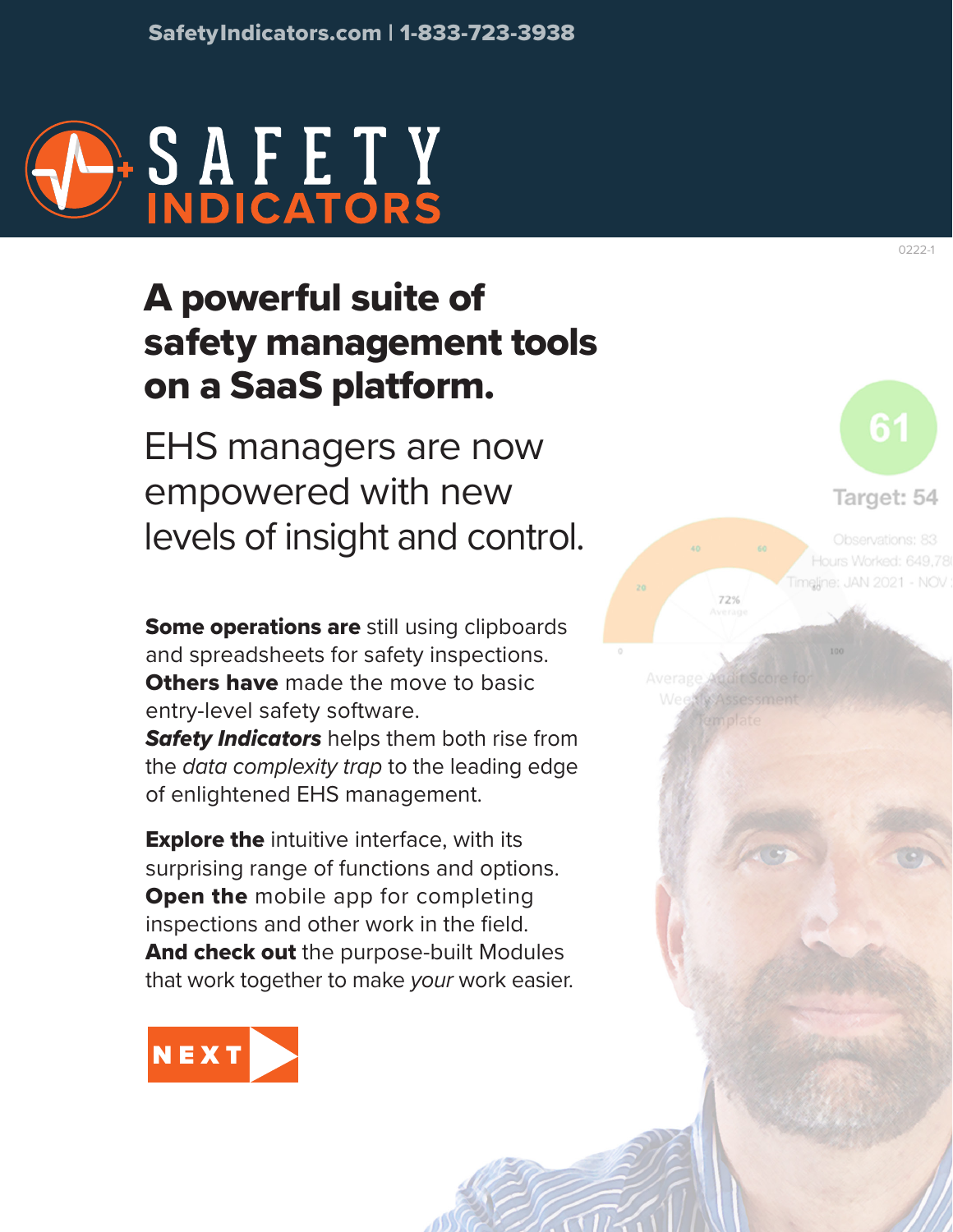SafetyIndicators.com | 1-833-723-3938

# SAFETY INDICATORS

0222-1

## A powerful suite of safety management tools on a SaaS platform.

EHS managers are now empowered with new levels of insight and control.

**Some operations are** still using clipboards and spreadsheets for safety inspections. **Others have** made the move to basic entry-level safety software. ***Safety Indicators*** helps them both rise from the *data complexity trap* to the leading edge of enlightened EHS management.

**Explore the** intuitive interface, with its surprising range of functions and options. **Open the** mobile app for completing inspections and other work in the field. **And check out** the purpose-built Modules that work together to make *your* work easier.

NEXT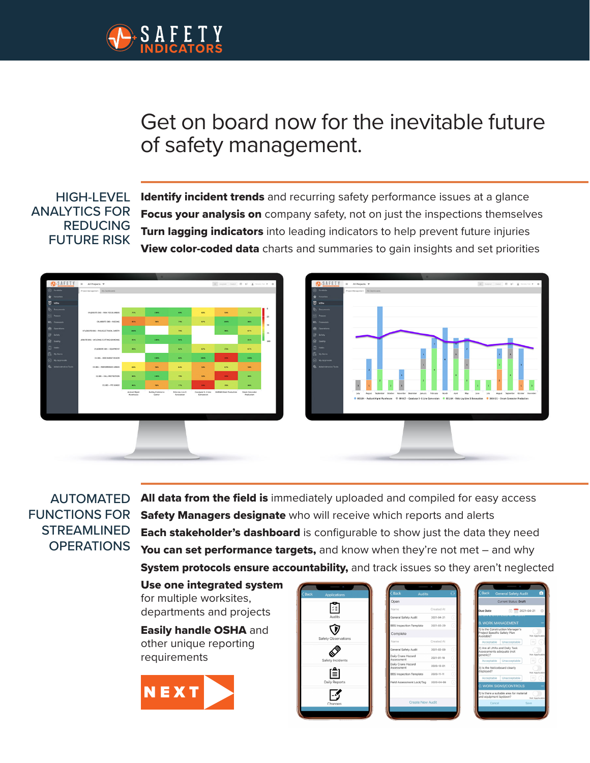# Get on board now for the inevitable future of safety management.

## HIGH-LEVEL ANALYTICS FOR REDUCING FUTURE RISK

**Identify incident trends** and recurring safety performance issues at a glance

**Focus your analysis on** company safety, not on just the inspections themselves

**Turn lagging indicators** into leading indicators to help prevent future injuries

**View color-coded data** charts and summaries to gain insights and set priorities

## AUTOMATED FUNCTIONS FOR STREAMLINED OPERATIONS

**All data from the field is** immediately uploaded and compiled for easy access

**Safety Managers designate** who will receive which reports and alerts

**Each stakeholder's dashboard** is configurable to show just the data they need

**You can set performance targets,** and know when they're not met – and why

**System protocols ensure accountability,** and track issues so they aren't neglected

**Use one integrated system** for multiple worksites, departments and projects

**Easily handle OSHA** and other unique reporting requirements

NEXT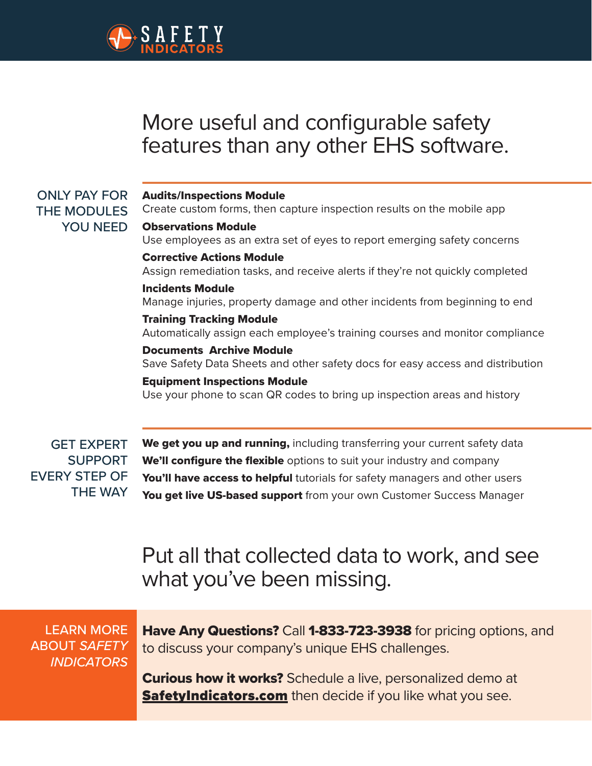SAFETY INDICATORS

# More useful and configurable safety features than any other EHS software.

ONLY PAY FOR THE MODULES YOU NEED

**Audits/Inspections Module**
Create custom forms, then capture inspection results on the mobile app

**Observations Module**
Use employees as an extra set of eyes to report emerging safety concerns

**Corrective Actions Module**
Assign remediation tasks, and receive alerts if they're not quickly completed

**Incidents Module**
Manage injuries, property damage and other incidents from beginning to end

**Training Tracking Module**
Automatically assign each employee's training courses and monitor compliance

**Documents Archive Module**
Save Safety Data Sheets and other safety docs for easy access and distribution

**Equipment Inspections Module**
Use your phone to scan QR codes to bring up inspection areas and history

GET EXPERT SUPPORT EVERY STEP OF THE WAY

**We get you up and running,** including transferring your current safety data
**We'll configure the flexible** options to suit your industry and company
**You'll have access to helpful** tutorials for safety managers and other users
**You get live US-based support** from your own Customer Success Manager

# Put all that collected data to work, and see what you've been missing.

LEARN MORE ABOUT *SAFETY INDICATORS*

**Have Any Questions?** Call **1-833-723-3938** for pricing options, and to discuss your company's unique EHS challenges.

**Curious how it works?** Schedule a live, personalized demo at **SafetyIndicators.com** then decide if you like what you see.